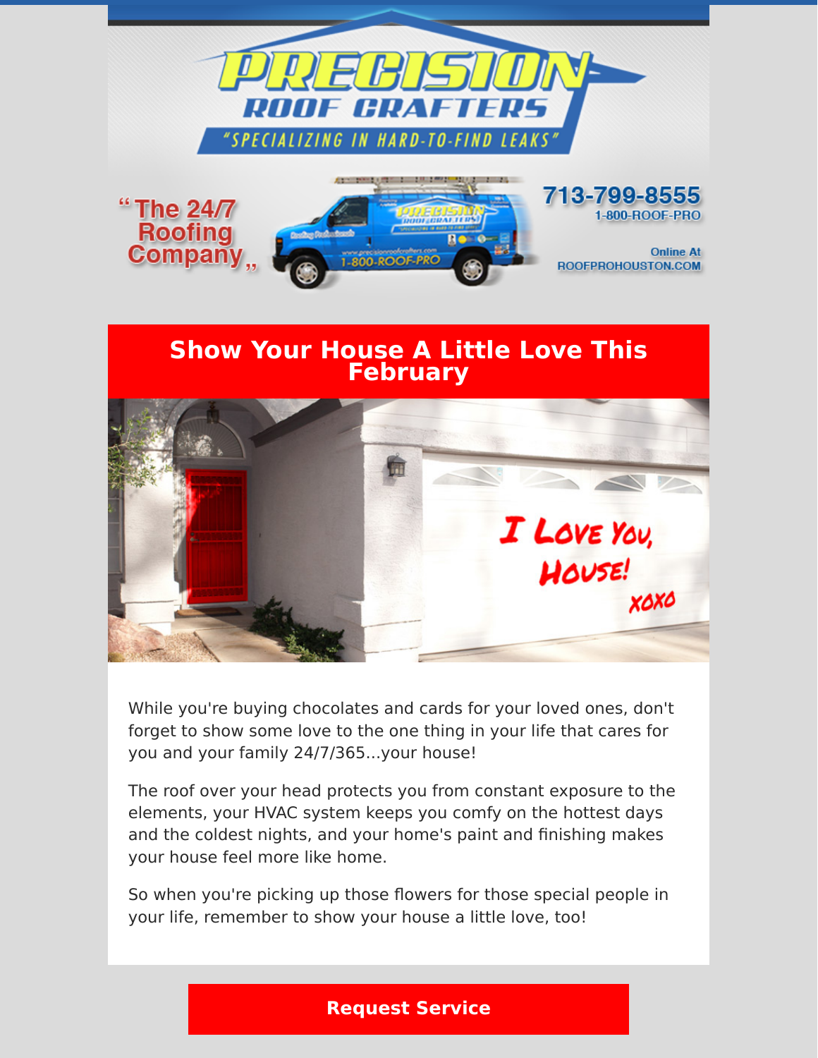# PRECISION ROOF CRAFTERS

"SPECIALIZING IN HARD-TO-FIND LEAKS"

"The 24/7 Roofing Company"

713-799-8555
1-800-ROOF-PRO

Online At
ROOFPROHOUSTON.COM

## Show Your House A Little Love This February

I Love You, House! xoxo

While you're buying chocolates and cards for your loved ones, don't forget to show some love to the one thing in your life that cares for you and your family 24/7/365...your house!

The roof over your head protects you from constant exposure to the elements, your HVAC system keeps you comfy on the hottest days and the coldest nights, and your home's paint and finishing makes your house feel more like home.

So when you're picking up those flowers for those special people in your life, remember to show your house a little love, too!

**Request Service**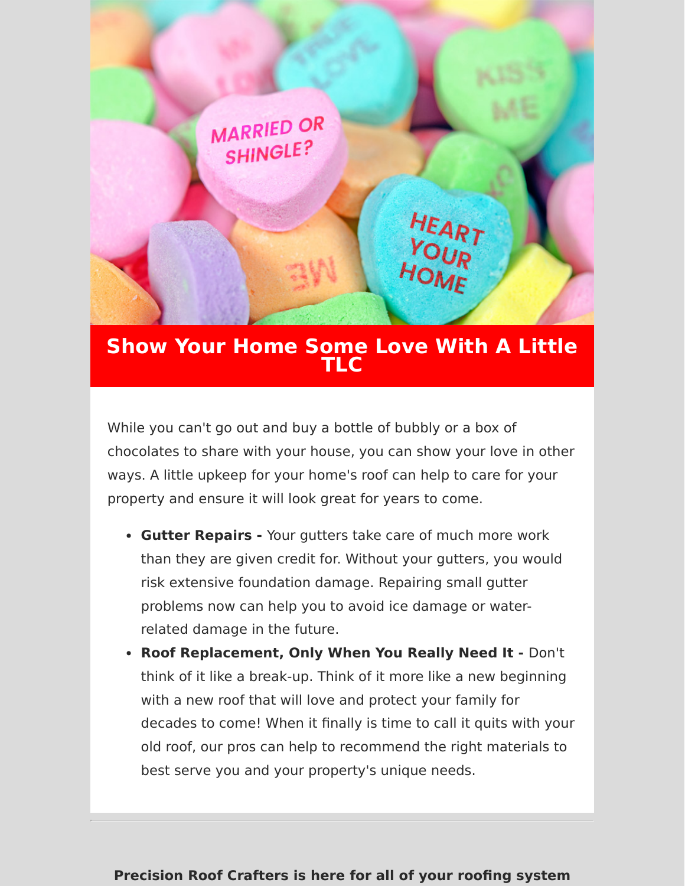# Show Your Home Some Love With A Little TLC

While you can't go out and buy a bottle of bubbly or a box of chocolates to share with your house, you can show your love in other ways. A little upkeep for your home's roof can help to care for your property and ensure it will look great for years to come.

- **Gutter Repairs -** Your gutters take care of much more work than they are given credit for. Without your gutters, you would risk extensive foundation damage. Repairing small gutter problems now can help you to avoid ice damage or water-related damage in the future.
- **Roof Replacement, Only When You Really Need It -** Don't think of it like a break-up. Think of it more like a new beginning with a new roof that will love and protect your family for decades to come! When it finally is time to call it quits with your old roof, our pros can help to recommend the right materials to best serve you and your property's unique needs.

---

**Precision Roof Crafters is here for all of your roofing system**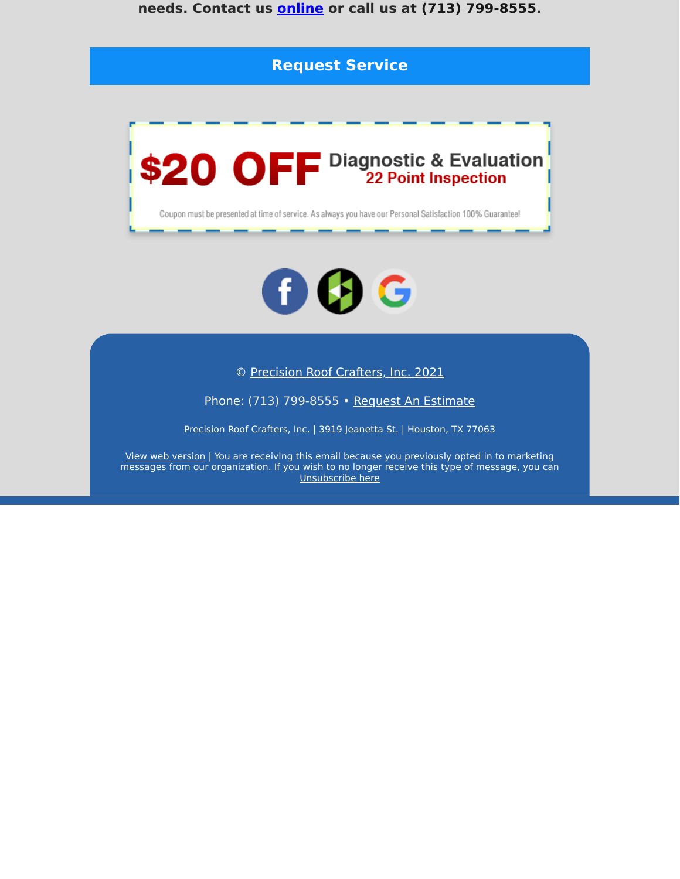needs. Contact us online or call us at (713) 799-8555.

**Request Service**

$20 OFF Diagnostic & Evaluation
22 Point Inspection

Coupon must be presented at time of service. As always you have our Personal Satisfaction 100% Guarantee!

© Precision Roof Crafters, Inc. 2021

Phone: (713) 799-8555 • Request An Estimate

Precision Roof Crafters, Inc. | 3919 Jeanetta St. | Houston, TX 77063

View web version | You are receiving this email because you previously opted in to marketing messages from our organization. If you wish to no longer receive this type of message, you can Unsubscribe here